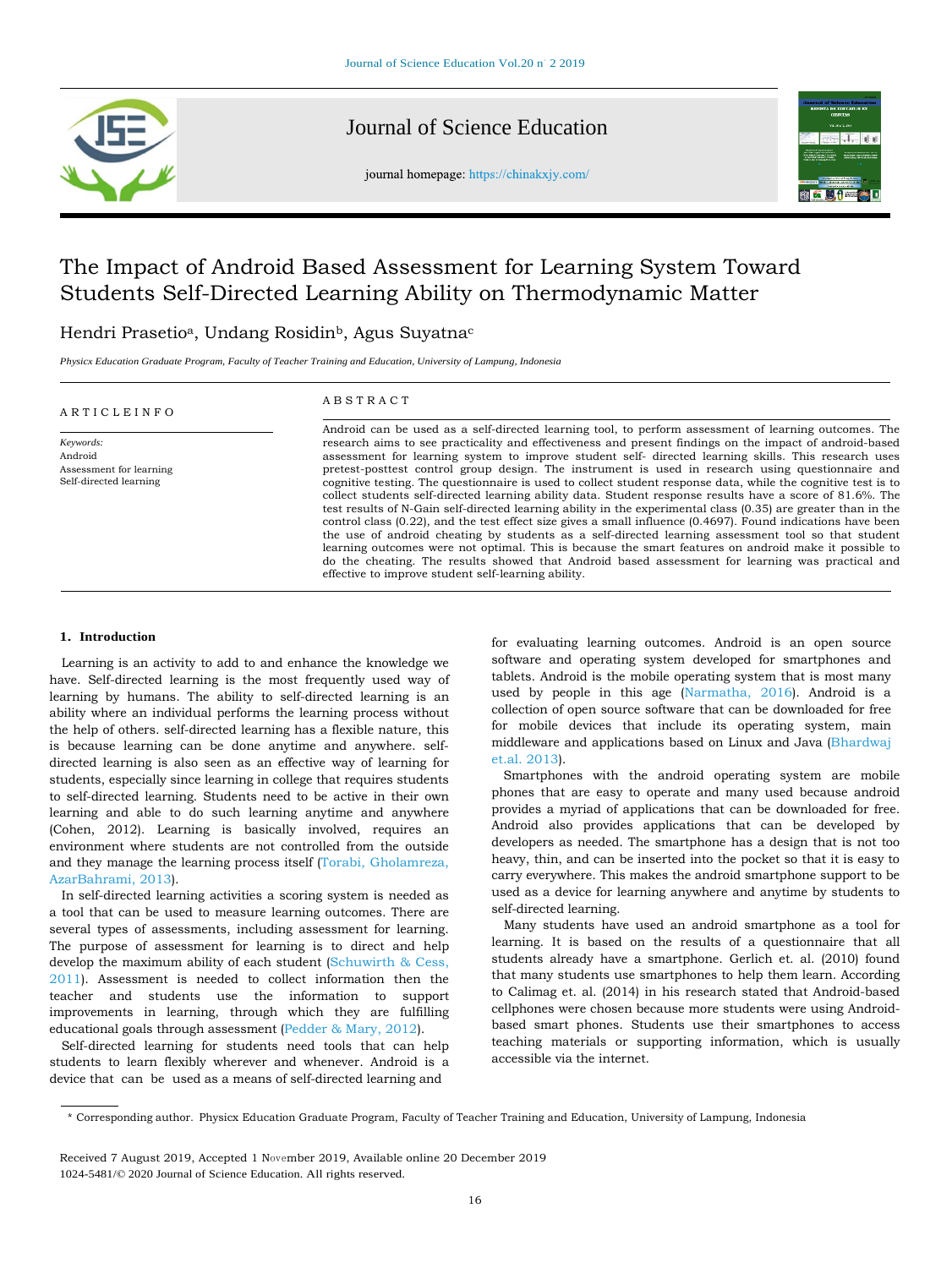# The Impact of Android Based Assessment for Learning System Toward Students Self-Directed Learning Ability on Thermodynamic Matter

Hendri Prasetio[a], Undang Rosidin[b], Agus Suyatna[c]

*Physicx Education Graduate Program, Faculty of Teacher Training and Education, University of Lampung, Indonesia*

**ARTICLEINFO**

*Keywords:*
Android
Assessment for learning
Self-directed learning

**ABSTRACT**

Android can be used as a self-directed learning tool, to perform assessment of learning outcomes. The research aims to see practicality and effectiveness and present findings on the impact of android-based assessment for learning system to improve student self- directed learning skills. This research uses pretest-posttest control group design. The instrument is used in research using questionnaire and cognitive testing. The questionnaire is used to collect student response data, while the cognitive test is to collect students self-directed learning ability data. Student response results have a score of 81.6%. The test results of N-Gain self-directed learning ability in the experimental class (0.35) are greater than in the control class (0.22), and the test effect size gives a small influence (0.4697). Found indications have been the use of android cheating by students as a self-directed learning assessment tool so that student learning outcomes were not optimal. This is because the smart features on android make it possible to do the cheating. The results showed that Android based assessment for learning was practical and effective to improve student self-learning ability.

## 1. Introduction

Learning is an activity to add to and enhance the knowledge we have. Self-directed learning is the most frequently used way of learning by humans. The ability to self-directed learning is an ability where an individual performs the learning process without the help of others. self-directed learning has a flexible nature, this is because learning can be done anytime and anywhere. self-directed learning is also seen as an effective way of learning for students, especially since learning in college that requires students to self-directed learning. Students need to be active in their own learning and able to do such learning anytime and anywhere (Cohen, 2012). Learning is basically involved, requires an environment where students are not controlled from the outside and they manage the learning process itself (Torabi, Gholamreza, AzarBahrami, 2013).

In self-directed learning activities a scoring system is needed as a tool that can be used to measure learning outcomes. There are several types of assessments, including assessment for learning. The purpose of assessment for learning is to direct and help develop the maximum ability of each student (Schuwirth & Cess, 2011). Assessment is needed to collect information then the teacher and students use the information to support improvements in learning, through which they are fulfilling educational goals through assessment (Pedder & Mary, 2012).

Self-directed learning for students need tools that can help students to learn flexibly wherever and whenever. Android is a device that can be used as a means of self-directed learning and for evaluating learning outcomes. Android is an open source software and operating system developed for smartphones and tablets. Android is the mobile operating system that is most many used by people in this age (Narmatha, 2016). Android is a collection of open source software that can be downloaded for free for mobile devices that include its operating system, main middleware and applications based on Linux and Java (Bhardwaj et.al. 2013).

Smartphones with the android operating system are mobile phones that are easy to operate and many used because android provides a myriad of applications that can be downloaded for free. Android also provides applications that can be developed by developers as needed. The smartphone has a design that is not too heavy, thin, and can be inserted into the pocket so that it is easy to carry everywhere. This makes the android smartphone support to be used as a device for learning anywhere and anytime by students to self-directed learning.

Many students have used an android smartphone as a tool for learning. It is based on the results of a questionnaire that all students already have a smartphone. Gerlich et. al. (2010) found that many students use smartphones to help them learn. According to Calimag et. al. (2014) in his research stated that Android-based cellphones were chosen because more students were using Android-based smart phones. Students use their smartphones to access teaching materials or supporting information, which is usually accessible via the internet.

* Corresponding author. Physicx Education Graduate Program, Faculty of Teacher Training and Education, University of Lampung, Indonesia

Received 7 August 2019, Accepted 1 November 2019, Available online 20 December 2019
1024-5481/© 2020 Journal of Science Education. All rights reserved.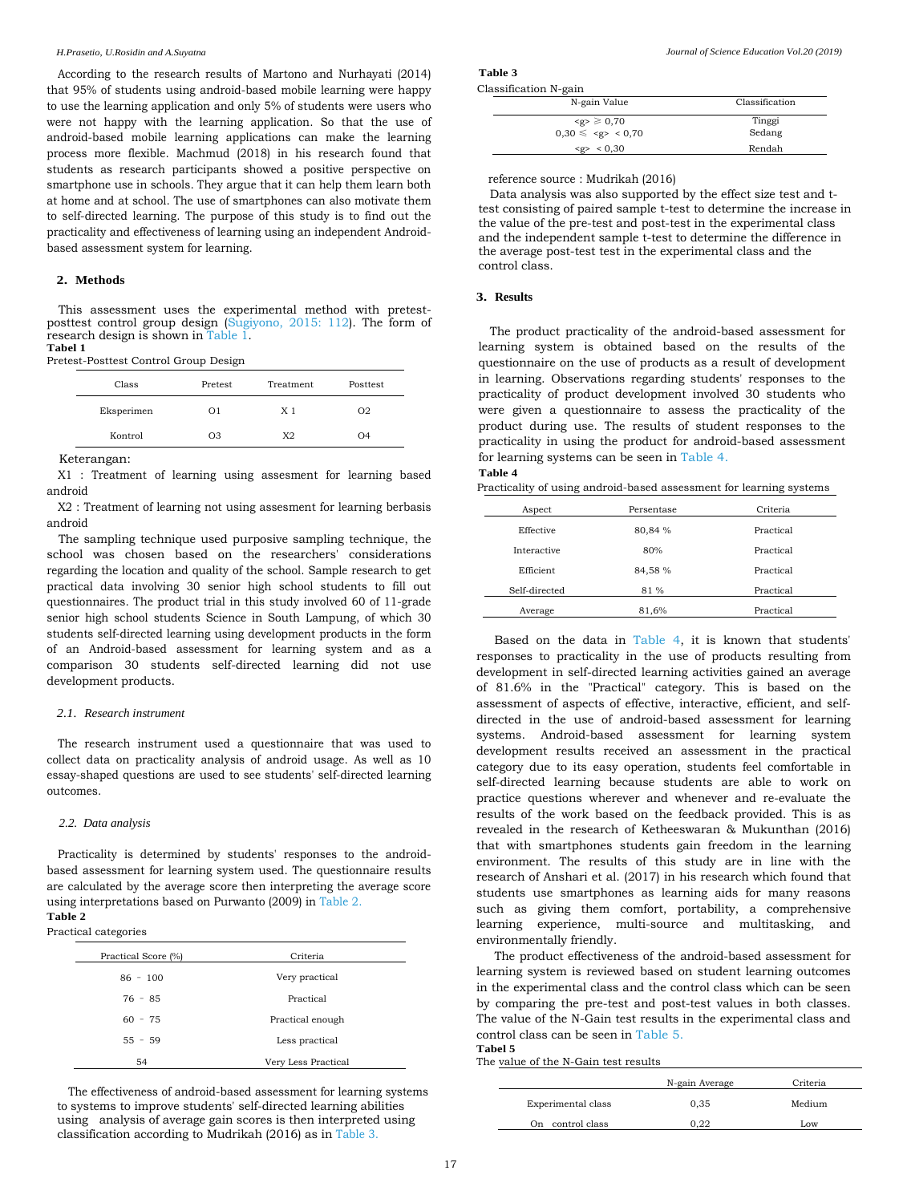According to the research results of Martono and Nurhayati (2014) that 95% of students using android-based mobile learning were happy to use the learning application and only 5% of students were users who were not happy with the learning application. So that the use of android-based mobile learning applications can make the learning process more flexible. Machmud (2018) in his research found that students as research participants showed a positive perspective on smartphone use in schools. They argue that it can help them learn both at home and at school. The use of smartphones can also motivate them to self-directed learning. The purpose of this study is to find out the practicality and effectiveness of learning using an independent Android-based assessment system for learning.

## 2. Methods

This assessment uses the experimental method with pretest-posttest control group design (Sugiyono, 2015: 112). The form of research design is shown in Table 1.

**Tabel 1**
Pretest-Posttest Control Group Design

| Class | Pretest | Treatment | Posttest |
|---|---|---|---|
| Eksperimen | O1 | X 1 | O2 |
| Kontrol | O3 | X2 | O4 |

Keterangan:

X1 : Treatment of learning using assesment for learning based android

X2 : Treatment of learning not using assesment for learning berbasis android

The sampling technique used purposive sampling technique, the school was chosen based on the researchers' considerations regarding the location and quality of the school. Sample research to get practical data involving 30 senior high school students to fill out questionnaires. The product trial in this study involved 60 of 11-grade senior high school students Science in South Lampung, of which 30 students self-directed learning using development products in the form of an Android-based assessment for learning system and as a comparison 30 students self-directed learning did not use development products.

### 2.1. *Research instrument*

The research instrument used a questionnaire that was used to collect data on practicality analysis of android usage. As well as 10 essay-shaped questions are used to see students' self-directed learning outcomes.

### 2.2. *Data analysis*

Practicality is determined by students' responses to the android-based assessment for learning system used. The questionnaire results are calculated by the average score then interpreting the average score using interpretations based on Purwanto (2009) in Table 2.

**Table 2**
Practical categories

| Practical Score (%) | Criteria |
|---|---|
| 86 - 100 | Very practical |
| 76 - 85 | Practical |
| 60 - 75 | Practical enough |
| 55 - 59 | Less practical |
| 54 | Very Less Practical |

The effectiveness of android-based assessment for learning systems to systems to improve students' self-directed learning abilities using analysis of average gain scores is then interpreted using classification according to Mudrikah (2016) as in Table 3.

**Table 3**
Classification N-gain

| N-gain Value | Classification |
|---|---|
| $<g> \geq 0,70$ | Tinggi |
| $0,30 \leq <g> < 0,70$ | Sedang |
| $<g> < 0,30$ | Rendah |

reference source : Mudrikah (2016)

Data analysis was also supported by the effect size test and t-test consisting of paired sample t-test to determine the increase in the value of the pre-test and post-test in the experimental class and the independent sample t-test to determine the difference in the average post-test test in the experimental class and the control class.

## 3. Results

The product practicality of the android-based assessment for learning system is obtained based on the results of the questionnaire on the use of products as a result of development in learning. Observations regarding students' responses to the practicality of product development involved 30 students who were given a questionnaire to assess the practicality of the product during use. The results of student responses to the practicality in using the product for android-based assessment for learning systems can be seen in Table 4.

**Table 4**
Practicality of using android-based assessment for learning systems

| Aspect | Persentase | Criteria |
|---|---|---|
| Effective | 80,84 % | Practical |
| Interactive | 80% | Practical |
| Efficient | 84,58 % | Practical |
| Self-directed | 81 % | Practical |
| Average | 81,6% | Practical |

Based on the data in Table 4, it is known that students' responses to practicality in the use of products resulting from development in self-directed learning activities gained an average of 81.6% in the "Practical" category. This is based on the assessment of aspects of effective, interactive, efficient, and self-directed in the use of android-based assessment for learning systems. Android-based assessment for learning system development results received an assessment in the practical category due to its easy operation, students feel comfortable in self-directed learning because students are able to work on practice questions wherever and whenever and re-evaluate the results of the work based on the feedback provided. This is as revealed in the research of Ketheeswaran & Mukunthan (2016) that with smartphones students gain freedom in the learning environment. The results of this study are in line with the research of Anshari et al. (2017) in his research which found that students use smartphones as learning aids for many reasons such as giving them comfort, portability, a comprehensive learning experience, multi-source and multitasking, and environmentally friendly.

The product effectiveness of the android-based assessment for learning system is reviewed based on student learning outcomes in the experimental class and the control class which can be seen by comparing the pre-test and post-test values in both classes. The value of the N-Gain test results in the experimental class and control class can be seen in Table 5.

**Tabel 5**
The value of the N-Gain test results

| | N-gain Average | Criteria |
|---|---|---|
| Experimental class | 0,35 | Medium |
| On control class | 0,22 | Low |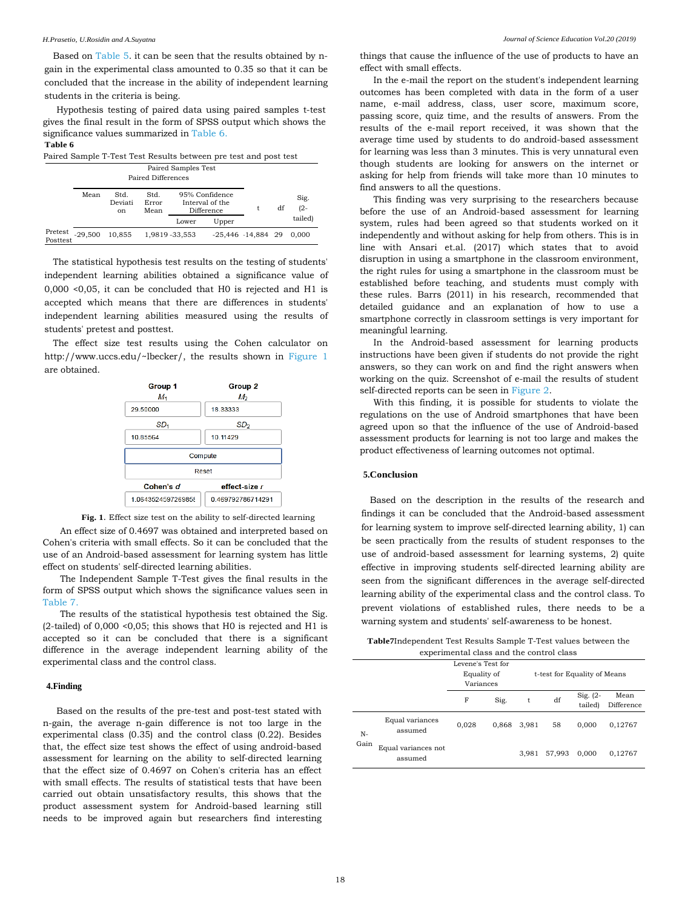Based on Table 5. it can be seen that the results obtained by n-gain in the experimental class amounted to 0.35 so that it can be concluded that the increase in the ability of independent learning students in the criteria is being.

Hypothesis testing of paired data using paired samples t-test gives the final result in the form of SPSS output which shows the significance values summarized in Table 6.

**Table 6**

Paired Sample T-Test Test Results between pre test and post test

| | Paired Samples Test | | | | | | | |
|---|---|---|---|---|---|---|---|---|
| | Paired Differences | | | | | | | |
| | Mean | Std. Deviation | Std. Error Mean | 95% Confidence Interval of the Difference | | t | df | Sig. (2-tailed) |
| | | | | Lower | Upper | | | |
| Pretest Posttest | -29,500 | 10,855 | 1,9819 | -33,553 | -25,446 | -14,884 | 29 | 0,000 |

The statistical hypothesis test results on the testing of students' independent learning abilities obtained a significance value of 0,000 <0,05, it can be concluded that H0 is rejected and H1 is accepted which means that there are differences in students' independent learning abilities measured using the results of students' pretest and posttest.

The effect size test results using the Cohen calculator on http://www.uccs.edu/~lbecker/, the results shown in Figure 1 are obtained.

| Group 1 | Group 2 |
|---|---|
| $M_1$ | $M_2$ |
| 29.50000 | 18.33333 |
| $SD_1$ | $SD_2$ |
| 10.85564 | 10.11429 |
| Compute | |
| Reset | |
| Cohen's *d* | effect-size *r* |
| 1.0643524597269855 | 0.469792786714291 |

**Fig. 1**. Effect size test on the ability to self-directed learning

An effect size of 0.4697 was obtained and interpreted based on Cohen's criteria with small effects. So it can be concluded that the use of an Android-based assessment for learning system has little effect on students' self-directed learning abilities.

The Independent Sample T-Test gives the final results in the form of SPSS output which shows the significance values seen in Table 7.

The results of the statistical hypothesis test obtained the Sig. (2-tailed) of 0,000 <0,05; this shows that H0 is rejected and H1 is accepted so it can be concluded that there is a significant difference in the average independent learning ability of the experimental class and the control class.

## 4.Finding

Based on the results of the pre-test and post-test stated with n-gain, the average n-gain difference is not too large in the experimental class (0.35) and the control class (0.22). Besides that, the effect size test shows the effect of using android-based assessment for learning on the ability to self-directed learning that the effect size of 0.4697 on Cohen's criteria has an effect with small effects. The results of statistical tests that have been carried out obtain unsatisfactory results, this shows that the product assessment system for Android-based learning still needs to be improved again but researchers find interesting things that cause the influence of the use of products to have an effect with small effects.

In the e-mail the report on the student's independent learning outcomes has been completed with data in the form of a user name, e-mail address, class, user score, maximum score, passing score, quiz time, and the results of answers. From the results of the e-mail report received, it was shown that the average time used by students to do android-based assessment for learning was less than 3 minutes. This is very unnatural even though students are looking for answers on the internet or asking for help from friends will take more than 10 minutes to find answers to all the questions.

This finding was very surprising to the researchers because before the use of an Android-based assessment for learning system, rules had been agreed so that students worked on it independently and without asking for help from others. This is in line with Ansari et.al. (2017) which states that to avoid disruption in using a smartphone in the classroom environment, the right rules for using a smartphone in the classroom must be established before teaching, and students must comply with these rules. Barrs (2011) in his research, recommended that detailed guidance and an explanation of how to use a smartphone correctly in classroom settings is very important for meaningful learning.

In the Android-based assessment for learning products instructions have been given if students do not provide the right answers, so they can work on and find the right answers when working on the quiz. Screenshot of e-mail the results of student self-directed reports can be seen in Figure 2.

With this finding, it is possible for students to violate the regulations on the use of Android smartphones that have been agreed upon so that the influence of the use of Android-based assessment products for learning is not too large and makes the product effectiveness of learning outcomes not optimal.

## 5.Conclusion

Based on the description in the results of the research and findings it can be concluded that the Android-based assessment for learning system to improve self-directed learning ability, 1) can be seen practically from the results of student responses to the use of android-based assessment for learning systems, 2) quite effective in improving students self-directed learning ability are seen from the significant differences in the average self-directed learning ability of the experimental class and the control class. To prevent violations of established rules, there needs to be a warning system and students' self-awareness to be honest.

**Table7**Independent Test Results Sample T-Test values between the experimental class and the control class

| | | Levene's Test for Equality of Variances | | t-test for Equality of Means | | | | |
|---|---|---|---|---|---|---|---|---|
| | | F | Sig. | t | df | Sig. (2-tailed) | Mean Difference |
| N-Gain | Equal variances assumed | 0,028 | 0,868 | 3,981 | 58 | 0,000 | 0,12767 |
| | Equal variances not assumed | | | 3,981 | 57,993 | 0,000 | 0,12767 |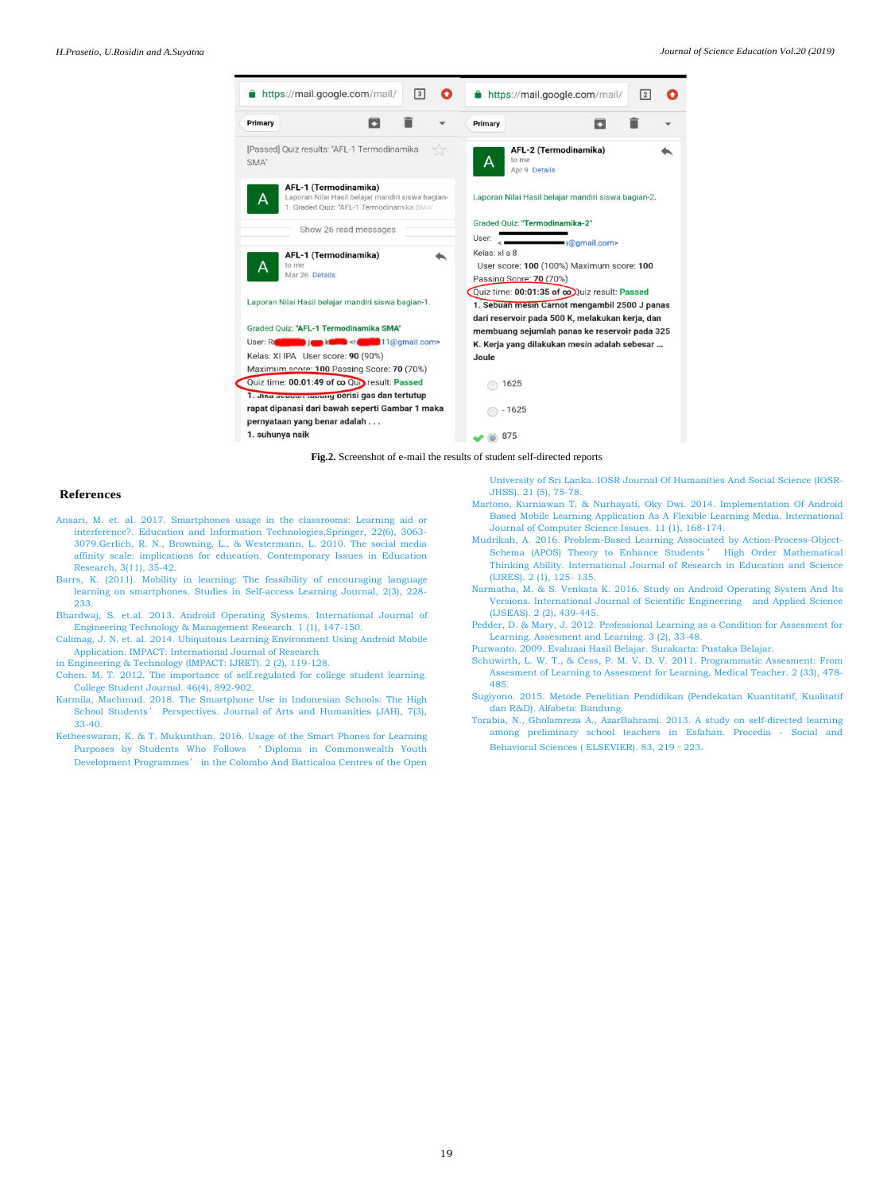Fig.2. Screenshot of e-mail the results of student self-directed reports

## References

Ansari, M. et. al. 2017. Smartphones usage in the classrooms: Learning aid or interference?. Education and Information Technologies,Springer, 22(6), 3063-3079.Gerlich, R. N., Browning, L., & Westermann, L. 2010. The social media affinity scale: implications for education. Contemporary Issues in Education Research, 3(11), 35-42.

Barrs, K. (2011). Mobility in learning: The feasibility of encouraging language learning on smartphones. Studies in Self-access Learning Journal, 2(3), 228-233.

Bhardwaj, S. et.al. 2013. Android Operating Systems. International Journal of Engineering Technology & Management Research. 1 (1), 147-150.

Calimag, J. N. et. al. 2014. Ubiquitous Learning Environment Using Android Mobile Application. IMPACT: International Journal of Research in Engineering & Technology (IMPACT: IJRET). 2 (2), 119-128.

Cohen. M. T. 2012. The importance of self.regulated for college student learning. College Student Journal. 46(4), 892-902.

Karmila, Machmud. 2018. The Smartphone Use in Indonesian Schools: The High School Students' Perspectives. Journal of Arts and Humanities (JAH), 7(3), 33-40.

Ketheeswaran, K. & T. Mukunthan. 2016. Usage of the Smart Phones for Learning Purposes by Students Who Follows 'Diploma in Commonwealth Youth Development Programmes' in the Colombo And Batticaloa Centres of the Open University of Sri Lanka. IOSR Journal Of Humanities And Social Science (IOSR-JHSS). 21 (5), 75-78.

Martono, Kurniawan T. & Nurhayati, Oky Dwi. 2014. Implementation Of Android Based Mobile Learning Application As A Flexible Learning Media. International Journal of Computer Science Issues. 11 (1), 168-174.

Mudrikah, A. 2016. Problem-Based Learning Associated by Action-Process-Object-Schema (APOS) Theory to Enhance Students' High Order Mathematical Thinking Ability. International Journal of Research in Education and Science (IJRES). 2 (1), 125- 135.

Narmatha, M. & S. Venkata K. 2016. Study on Android Operating System And Its Versions. International Journal of Scientific Engineering and Applied Science (IJSEAS). 2 (2), 439-445.

Pedder, D. & Mary, J. 2012. Professional Learning as a Condition for Assesment for Learning. Assesment and Learning. 3 (2), 33-48.

Purwanto. 2009. Evaluasi Hasil Belajar. Surakarta: Pustaka Belajar.

Schuwirth, L. W. T., & Cess, P. M. V. D. V. 2011. Programmatic Assesment: From Assesment of Learning to Assesment for Learning. Medical Teacher. 2 (33), 478-485.

Sugiyono. 2015. Metode Penelitian Pendidikan (Pendekatan Kuantitatif, Kualitatif dan R&D). Alfabeta: Bandung.

Torabia, N., Gholamreza A., AzarBahrami. 2013. A study on self-directed learning among preliminary school teachers in Esfahan. Procedia - Social and Behavioral Sciences ( ELSEVIER). 83, 219 - 223.